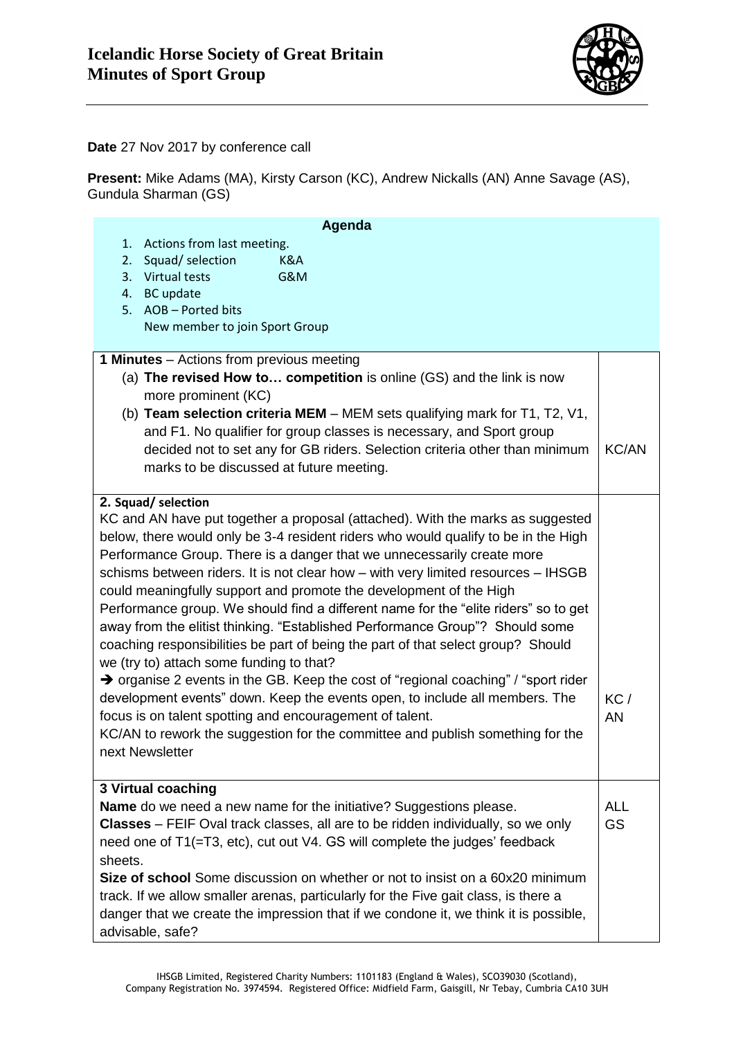# Icelandic Horse Society of Great Britain
## Minutes of Sport Group

**Date** 27 Nov 2017 by conference call

**Present:** Mike Adams (MA), Kirsty Carson (KC), Andrew Nickalls (AN) Anne Savage (AS), Gundula Sharman (GS)

| **Agenda** | |
|---|---|
| 1. Actions from last meeting.<br>2. Squad/ selection K&A<br>3. Virtual tests G&M<br>4. BC update<br>5. AOB – Ported bits<br>New member to join Sport Group | |
| **1 Minutes** – Actions from previous meeting<br>(a) **The revised How to… competition** is online (GS) and the link is now more prominent (KC)<br>(b) **Team selection criteria MEM** – MEM sets qualifying mark for T1, T2, V1, and F1. No qualifier for group classes is necessary, and Sport group decided not to set any for GB riders. Selection criteria other than minimum marks to be discussed at future meeting. | KC/AN |
| **2. Squad/ selection**<br>KC and AN have put together a proposal (attached). With the marks as suggested below, there would only be 3-4 resident riders who would qualify to be in the High Performance Group. There is a danger that we unnecessarily create more schisms between riders. It is not clear how – with very limited resources – IHSGB could meaningfully support and promote the development of the High Performance group. We should find a different name for the "elite riders" so to get away from the elitist thinking. "Established Performance Group"? Should some coaching responsibilities be part of being the part of that select group? Should we (try to) attach some funding to that?<br>➔ organise 2 events in the GB. Keep the cost of "regional coaching" / "sport rider development events" down. Keep the events open, to include all members. The focus is on talent spotting and encouragement of talent.<br>KC/AN to rework the suggestion for the committee and publish something for the next Newsletter | KC / AN |
| **3 Virtual coaching**<br>**Name** do we need a new name for the initiative? Suggestions please.<br>**Classes** – FEIF Oval track classes, all are to be ridden individually, so we only need one of T1(=T3, etc), cut out V4. GS will complete the judges' feedback sheets.<br>**Size of school** Some discussion on whether or not to insist on a 60x20 minimum track. If we allow smaller arenas, particularly for the Five gait class, is there a danger that we create the impression that if we condone it, we think it is possible, advisable, safe? | ALL<br>GS |

IHSGB Limited, Registered Charity Numbers: 1101183 (England & Wales), SCO39030 (Scotland), Company Registration No. 3974594. Registered Office: Midfield Farm, Gaisgill, Nr Tebay, Cumbria CA10 3UH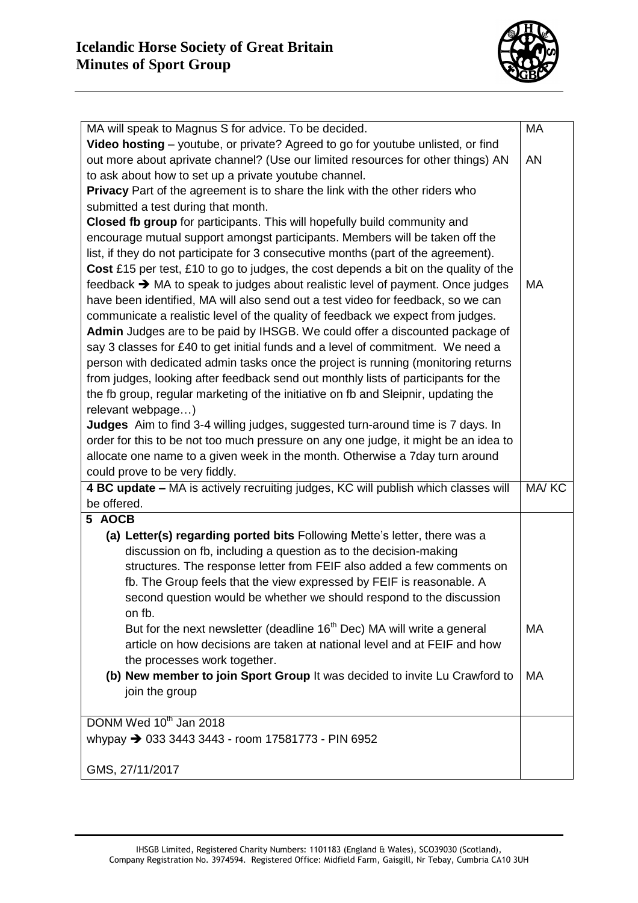# Icelandic Horse Society of Great Britain
# Minutes of Sport Group

| | |
|---|---|
| MA will speak to Magnus S for advice. To be decided.<br>**Video hosting** – youtube, or private? Agreed to go for youtube unlisted, or find out more about aprivate channel? (Use our limited resources for other things) AN to ask about how to set up a private youtube channel.<br>**Privacy** Part of the agreement is to share the link with the other riders who submitted a test during that month.<br>**Closed fb group** for participants. This will hopefully build community and encourage mutual support amongst participants. Members will be taken off the list, if they do not participate for 3 consecutive months (part of the agreement).<br>**Cost** £15 per test, £10 to go to judges, the cost depends a bit on the quality of the feedback ➔ MA to speak to judges about realistic level of payment. Once judges have been identified, MA will also send out a test video for feedback, so we can communicate a realistic level of the quality of feedback we expect from judges.<br>**Admin** Judges are to be paid by IHSGB. We could offer a discounted package of say 3 classes for £40 to get initial funds and a level of commitment. We need a person with dedicated admin tasks once the project is running (monitoring returns from judges, looking after feedback send out monthly lists of participants for the the fb group, regular marketing of the initiative on fb and Sleipnir, updating the relevant webpage…)<br>**Judges** Aim to find 3-4 willing judges, suggested turn-around time is 7 days. In order for this to be not too much pressure on any one judge, it might be an idea to allocate one name to a given week in the month. Otherwise a 7day turn around could prove to be very fiddly. | MA<br>AN<br><br><br><br><br><br><br><br>MA |
| **4 BC update –** MA is actively recruiting judges, KC will publish which classes will be offered. | MA/ KC |
| **5 AOCB**<br>**(a) Letter(s) regarding ported bits** Following Mette's letter, there was a discussion on fb, including a question as to the decision-making structures. The response letter from FEIF also added a few comments on fb. The Group feels that the view expressed by FEIF is reasonable. A second question would be whether we should respond to the discussion on fb.<br>But for the next newsletter (deadline 16th Dec) MA will write a general article on how decisions are taken at national level and at FEIF and how the processes work together.<br>**(b) New member to join Sport Group** It was decided to invite Lu Crawford to join the group | <br><br><br><br><br><br>MA<br><br><br>MA |
| DONM Wed 10th Jan 2018<br>whypay ➔ 033 3443 3443 - room 17581773 - PIN 6952<br><br>GMS, 27/11/2017 | |

IHSGB Limited, Registered Charity Numbers: 1101183 (England & Wales), SCO39030 (Scotland), Company Registration No. 3974594. Registered Office: Midfield Farm, Gaisgill, Nr Tebay, Cumbria CA10 3UH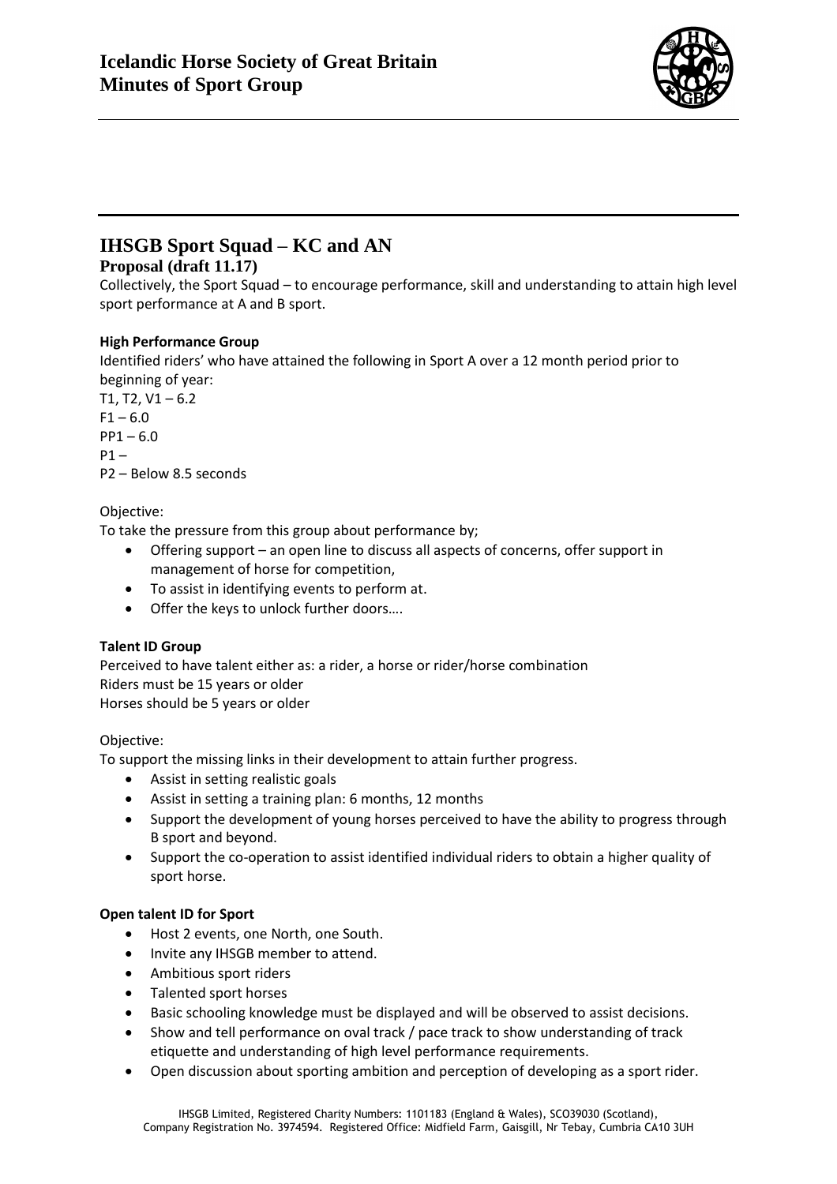# IHSGB Sport Squad – KC and AN

## Proposal (draft 11.17)

Collectively, the Sport Squad – to encourage performance, skill and understanding to attain high level sport performance at A and B sport.

**High Performance Group**

Identified riders' who have attained the following in Sport A over a 12 month period prior to beginning of year:
T1, T2, V1 – 6.2
F1 – 6.0
PP1 – 6.0
P1 –
P2 – Below 8.5 seconds

Objective:
To take the pressure from this group about performance by;

- Offering support – an open line to discuss all aspects of concerns, offer support in management of horse for competition,
- To assist in identifying events to perform at.
- Offer the keys to unlock further doors….

**Talent ID Group**

Perceived to have talent either as: a rider, a horse or rider/horse combination
Riders must be 15 years or older
Horses should be 5 years or older

Objective:
To support the missing links in their development to attain further progress.

- Assist in setting realistic goals
- Assist in setting a training plan: 6 months, 12 months
- Support the development of young horses perceived to have the ability to progress through B sport and beyond.
- Support the co-operation to assist identified individual riders to obtain a higher quality of sport horse.

**Open talent ID for Sport**

- Host 2 events, one North, one South.
- Invite any IHSGB member to attend.
- Ambitious sport riders
- Talented sport horses
- Basic schooling knowledge must be displayed and will be observed to assist decisions.
- Show and tell performance on oval track / pace track to show understanding of track etiquette and understanding of high level performance requirements.
- Open discussion about sporting ambition and perception of developing as a sport rider.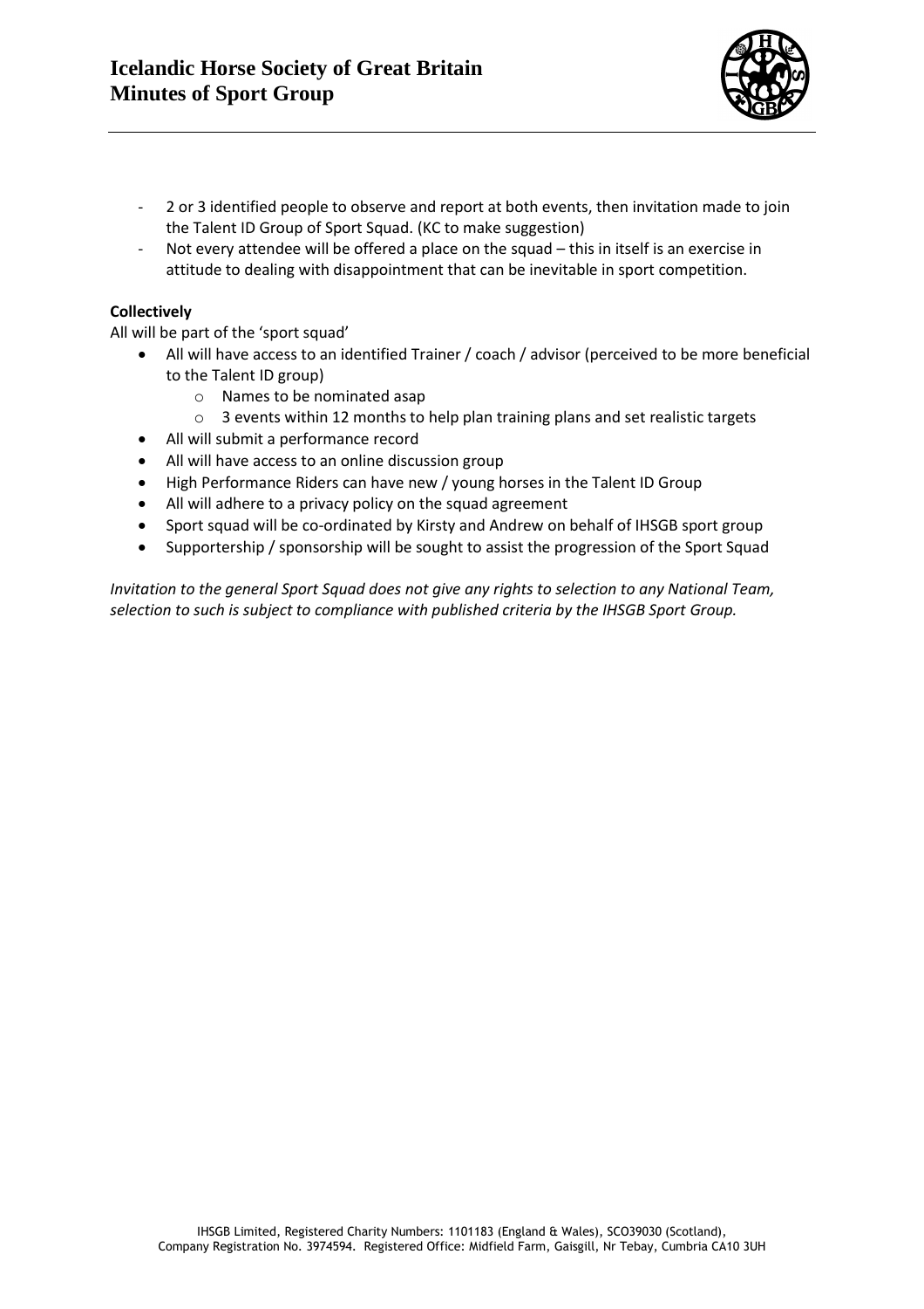- 2 or 3 identified people to observe and report at both events, then invitation made to join the Talent ID Group of Sport Squad. (KC to make suggestion)
- Not every attendee will be offered a place on the squad – this in itself is an exercise in attitude to dealing with disappointment that can be inevitable in sport competition.

**Collectively**

All will be part of the 'sport squad'

- All will have access to an identified Trainer / coach / advisor (perceived to be more beneficial to the Talent ID group)
  - Names to be nominated asap
  - 3 events within 12 months to help plan training plans and set realistic targets
- All will submit a performance record
- All will have access to an online discussion group
- High Performance Riders can have new / young horses in the Talent ID Group
- All will adhere to a privacy policy on the squad agreement
- Sport squad will be co-ordinated by Kirsty and Andrew on behalf of IHSGB sport group
- Supportership / sponsorship will be sought to assist the progression of the Sport Squad

*Invitation to the general Sport Squad does not give any rights to selection to any National Team, selection to such is subject to compliance with published criteria by the IHSGB Sport Group.*